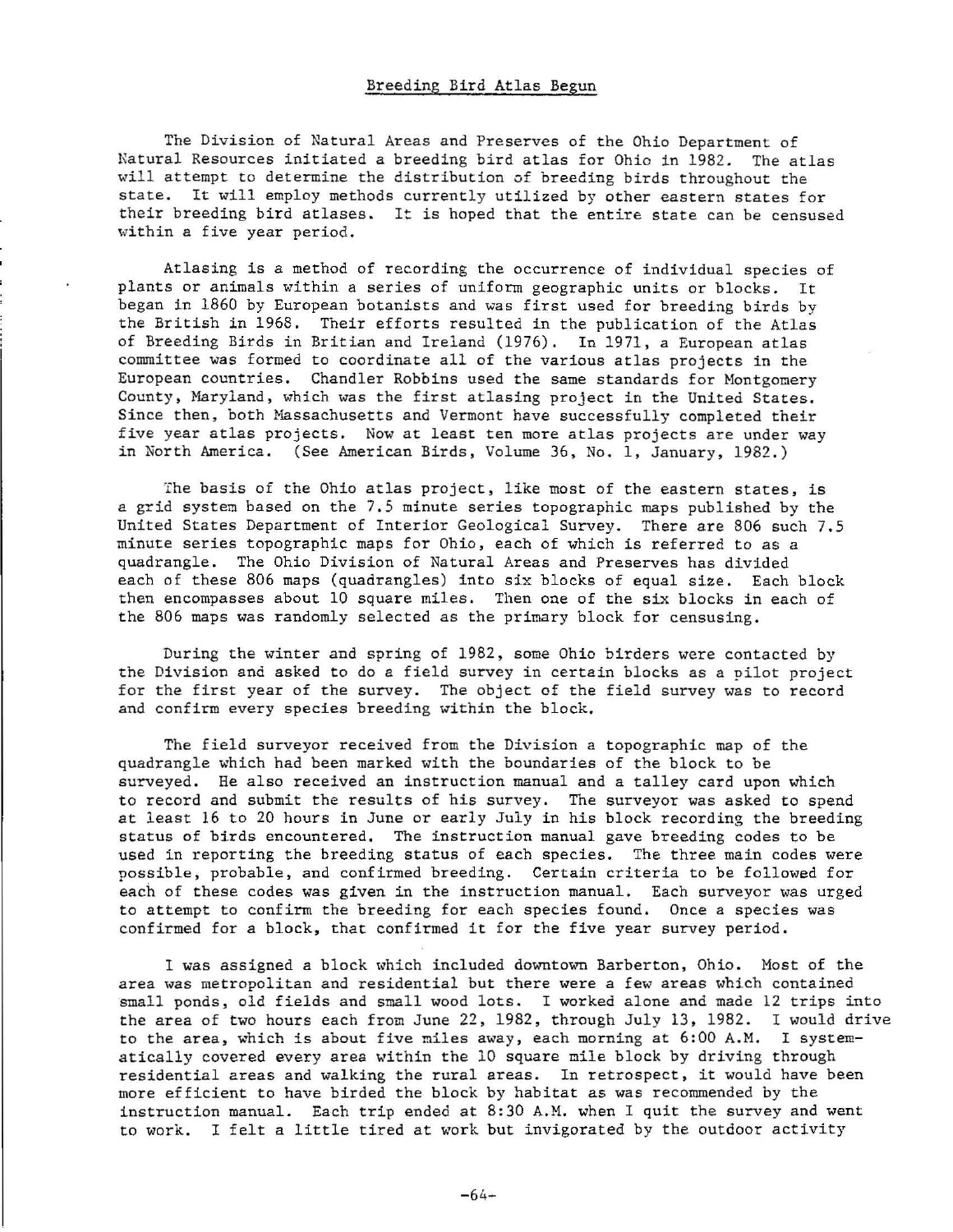## Breeding Bird Atlas Begun

The Division of Natural Areas and Preserves of the Ohio Department of Natural Resources initiated a breeding bird atlas for Ohio in 1982. The atlas will attempt to determine the distribution of breeding birds throughout the state. It will employ methods currently utilized by other eastern states for their breeding bird atlases. It is hoped that the entire state can be censused within a five year period.

Atlasing is a method of recording the occurrence of individual species of plants or animals within a series of uniform geographic units or blocks. It began in 1860 by European botanists and was first used for breeding birds by the British in 1968. Their efforts resulted in the publication of the Atlas of Breeding Birds in Britian and Ireland (1976). In 1971, a European atlas committee was formed to coordinate all of the various atlas projects in the European countries. Chandler Robbins used the same standards for Montgomery County, Maryland, which was the first atlasing project in the United States. Since then, both Massachusetts and Vermont have successfully completed their five year atlas projects. Now at least ten more atlas projects are under way in North America. (See American Birds, Volume 36, No. 1, January, 1982.)

The basis of the Ohio atlas project, like most of the eastern states, is a grid system based on the 7.5 minute series topographic maps published by the United States Department of Interior Geological Survey. There are 806 such 7.5 minute series topographic maps for Ohio, each of which is referred to as a quadrangle. The Ohio Division of Natural Areas and Preserves has divided each of these 806 maps (quadrangles) into six blocks of equal size. Each block then encompasses about 10 square miles. Then one of the six blocks in each of the 806 maps was randomly selected as the primary block for censusing.

During the winter and spring of 1982, some Ohio birders were contacted by the Division and asked to do a field survey in certain blocks as a pilot project for the first year of the survey. The object of the field survey was to record and confirm every species breeding within the block.

The field surveyor received from the Division a topographic map of the quadrangle which had been marked with the boundaries of the block to be surveyed. He also received an instruction manual and a talley card upon which to record and submit the results of his survey. The surveyor was asked to spend at least 16 to 20 hours in June or early July in his block recording the breeding status of birds encountered. The instruction manual gave breeding codes to be used in reporting the breeding status of each species. The three main codes were possible, probable, and confirmed breeding. Certain criteria to be followed for each of these codes was given in the instruction manual. Each surveyor was urged to attempt to confirm the breeding for each species found. Once a species was confirmed for a block, that confirmed it for the five year survey period.

I was assigned a block which included downtown Barberton, Ohio. Most of the area was metropolitan and residential but there were a few areas which contained small ponds, old fields and small wood lots. I worked alone and made 12 trips into the area of two hours each from June 22, 1982, through July 13, 1982. I would drive to the area, which is about five miles away, each morning at 6:00 A.M. I systematically covered every area within the 10 square mile block by driving through residential areas and walking the rural areas. In retrospect, it would have been more efficient to have birded the block by habitat as was recommended by the instruction manual. Each trip ended at 8:30 A.M. when I quit the survey and went to work. I felt a little tired at work but invigorated by the outdoor activity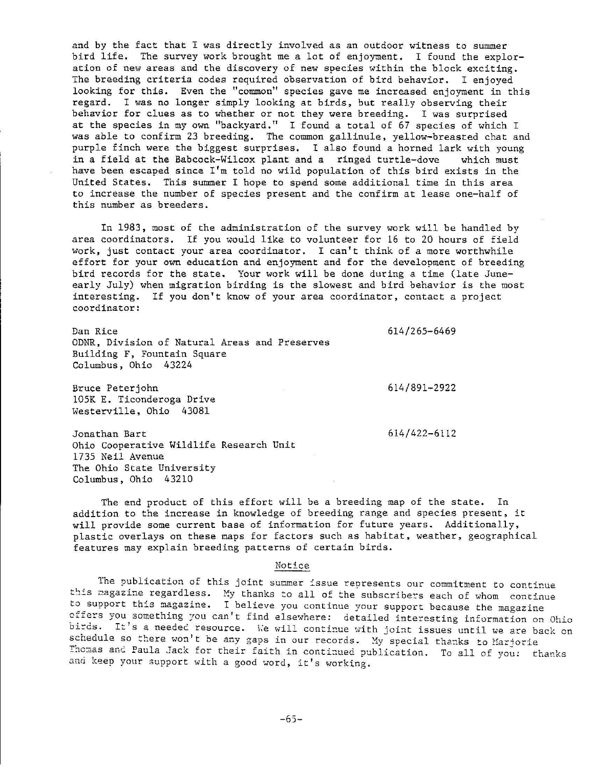and by the fact that I was directly involved as an outdoor witness to summer bird life. The survey work brought me a lot of enjoyment. I found the exploration of new areas and the discovery of new species within the block exciting. The breeding criteria codes required observation of bird behavior. I enjoyed looking for this. Even the "common" species gave me increased enjoyment in this regard. I was no longer simply looking at birds, but really observing their behavior for clues as to whether or not they were breeding. I was surprised at the species in my own "backyard." I found a total of 67 species of which I was able to confirm 23 breeding. The common gallinule, yellow-breasted chat and purple finch were the biggest surprises. I also found a horned lark with young in a field at the Babcock-Wilcox plant and a ringed turtle-dove which must have been escaped since I'm told no wild population of this bird exists in the United States. This summer I hope to spend some additional time in this area to increase the number of species present and the confirm at lease one-half of this number as breeders.

In 1983, most of the administration of the survey work will be handled by area coordinators. If you would like to volunteer for 16 to 20 hours of field work, just contact your area coordinator. I can't think of a more worthwhile effort for your own education and enjoyment and for the development of breeding bird records for the state. Your work will be done during a time (late June-early July) when migration birding is the slowest and bird behavior is the most interesting. If you don't know of your area coordinator, contact a project coordinator:

Dan Rice — 614/265-6469
ODNR, Division of Natural Areas and Preserves
Building F, Fountain Square
Columbus, Ohio 43224

Bruce Peterjohn — 614/891-2922
105K E. Ticonderoga Drive
Westerville, Ohio 43081

Jonathan Bart — 614/422-6112
Ohio Cooperative Wildlife Research Unit
1735 Neil Avenue
The Ohio State University
Columbus, Ohio 43210

The end product of this effort will be a breeding map of the state. In addition to the increase in knowledge of breeding range and species present, it will provide some current base of information for future years. Additionally, plastic overlays on these maps for factors such as habitat, weather, geographical features may explain breeding patterns of certain birds.

## Notice

The publication of this joint summer issue represents our commitment to continue this magazine regardless. My thanks to all of the subscribers each of whom continue to support this magazine. I believe you continue your support because the magazine offers you something you can't find elsewhere: detailed interesting information on Ohio birds. It's a needed resource. We will continue with joint issues until we are back on schedule so there won't be any gaps in our records. My special thanks to Marjorie Thomas and Paula Jack for their faith in continued publication. To all of you: thanks and keep your support with a good word, it's working.